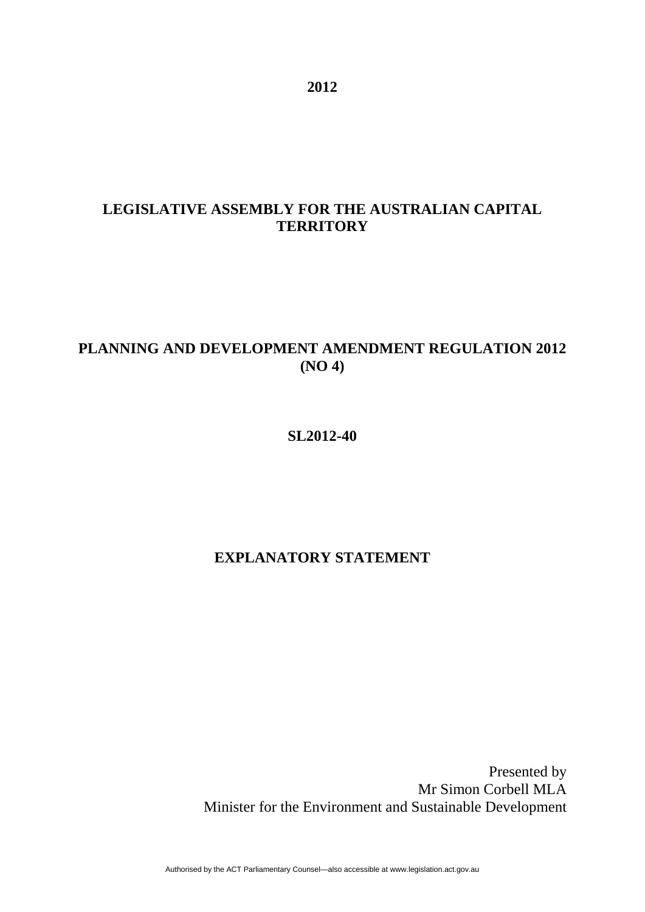**2012**

# LEGISLATIVE ASSEMBLY FOR THE AUSTRALIAN CAPITAL TERRITORY

# PLANNING AND DEVELOPMENT AMENDMENT REGULATION 2012 (NO 4)

**SL2012-40**

## EXPLANATORY STATEMENT

Presented by
Mr Simon Corbell MLA
Minister for the Environment and Sustainable Development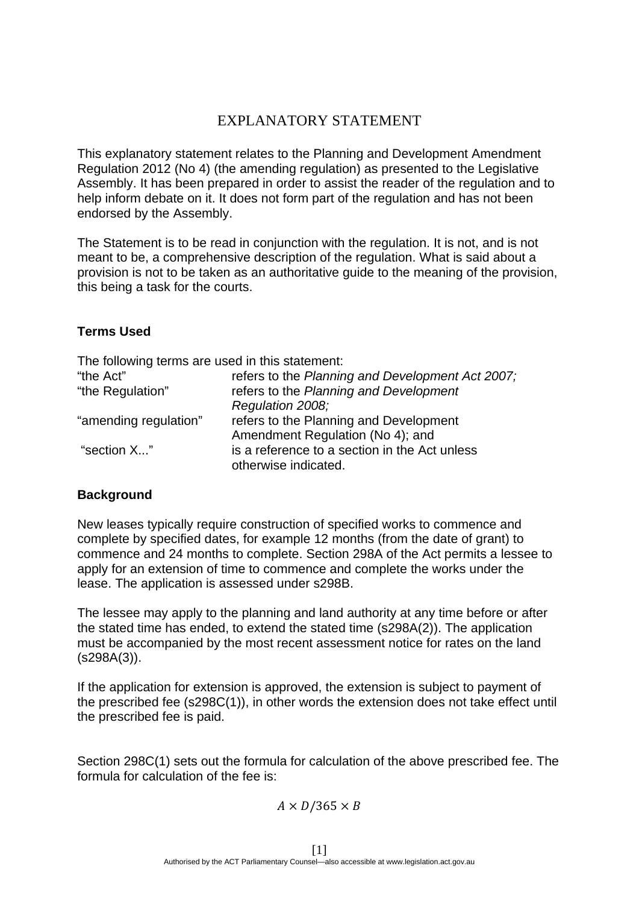# EXPLANATORY STATEMENT

This explanatory statement relates to the Planning and Development Amendment Regulation 2012 (No 4) (the amending regulation) as presented to the Legislative Assembly. It has been prepared in order to assist the reader of the regulation and to help inform debate on it. It does not form part of the regulation and has not been endorsed by the Assembly.

The Statement is to be read in conjunction with the regulation. It is not, and is not meant to be, a comprehensive description of the regulation. What is said about a provision is not to be taken as an authoritative guide to the meaning of the provision, this being a task for the courts.

**Terms Used**

The following terms are used in this statement:

| | |
|---|---|
| "the Act" | refers to the *Planning and Development Act 2007;* |
| "the Regulation" | refers to the *Planning and Development Regulation 2008;* |
| "amending regulation" | refers to the Planning and Development Amendment Regulation (No 4); and |
| "section X..." | is a reference to a section in the Act unless otherwise indicated. |

**Background**

New leases typically require construction of specified works to commence and complete by specified dates, for example 12 months (from the date of grant) to commence and 24 months to complete. Section 298A of the Act permits a lessee to apply for an extension of time to commence and complete the works under the lease. The application is assessed under s298B.

The lessee may apply to the planning and land authority at any time before or after the stated time has ended, to extend the stated time (s298A(2)). The application must be accompanied by the most recent assessment notice for rates on the land (s298A(3)).

If the application for extension is approved, the extension is subject to payment of the prescribed fee (s298C(1)), in other words the extension does not take effect until the prescribed fee is paid.

Section 298C(1) sets out the formula for calculation of the above prescribed fee. The formula for calculation of the fee is:

$$A \times D/365 \times B$$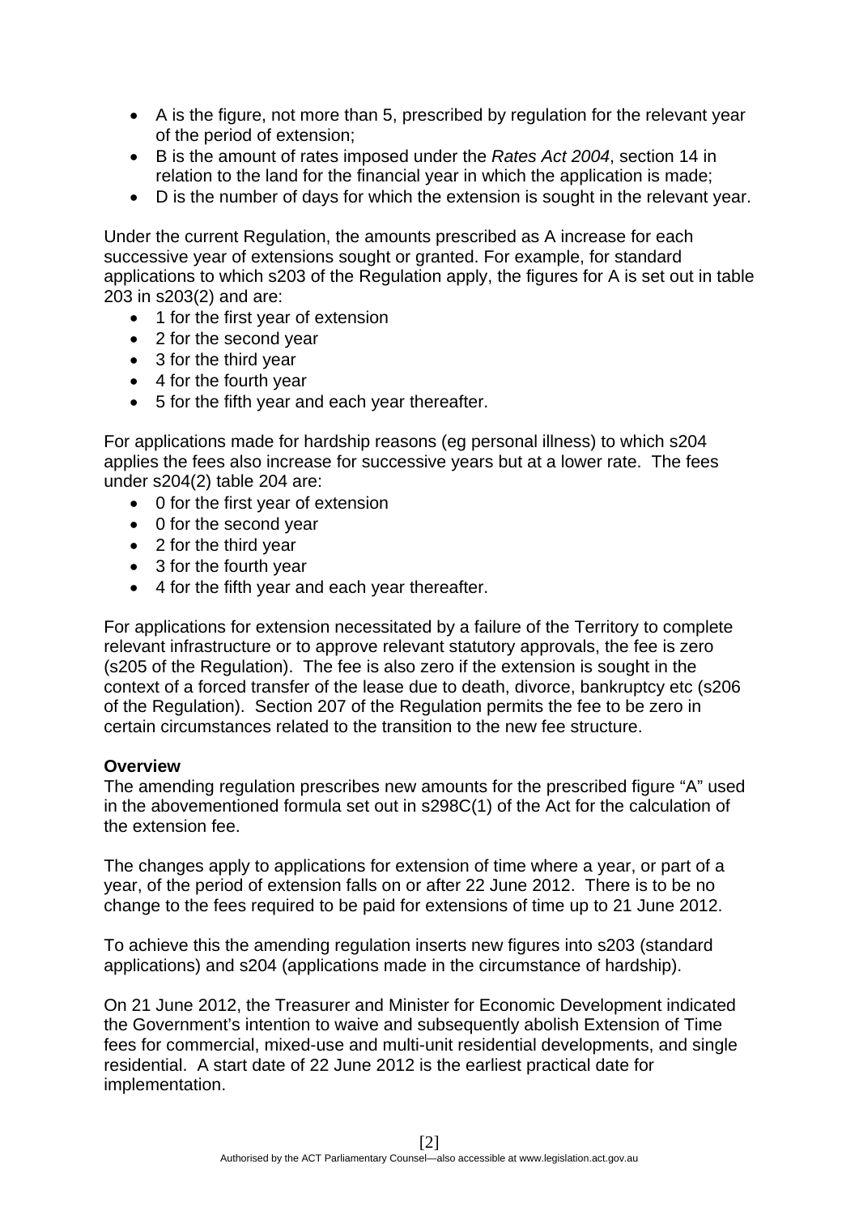- A is the figure, not more than 5, prescribed by regulation for the relevant year of the period of extension;
- B is the amount of rates imposed under the *Rates Act 2004*, section 14 in relation to the land for the financial year in which the application is made;
- D is the number of days for which the extension is sought in the relevant year.

Under the current Regulation, the amounts prescribed as A increase for each successive year of extensions sought or granted. For example, for standard applications to which s203 of the Regulation apply, the figures for A is set out in table 203 in s203(2) and are:

- 1 for the first year of extension
- 2 for the second year
- 3 for the third year
- 4 for the fourth year
- 5 for the fifth year and each year thereafter.

For applications made for hardship reasons (eg personal illness) to which s204 applies the fees also increase for successive years but at a lower rate. The fees under s204(2) table 204 are:

- 0 for the first year of extension
- 0 for the second year
- 2 for the third year
- 3 for the fourth year
- 4 for the fifth year and each year thereafter.

For applications for extension necessitated by a failure of the Territory to complete relevant infrastructure or to approve relevant statutory approvals, the fee is zero (s205 of the Regulation). The fee is also zero if the extension is sought in the context of a forced transfer of the lease due to death, divorce, bankruptcy etc (s206 of the Regulation). Section 207 of the Regulation permits the fee to be zero in certain circumstances related to the transition to the new fee structure.

**Overview**

The amending regulation prescribes new amounts for the prescribed figure "A" used in the abovementioned formula set out in s298C(1) of the Act for the calculation of the extension fee.

The changes apply to applications for extension of time where a year, or part of a year, of the period of extension falls on or after 22 June 2012. There is to be no change to the fees required to be paid for extensions of time up to 21 June 2012.

To achieve this the amending regulation inserts new figures into s203 (standard applications) and s204 (applications made in the circumstance of hardship).

On 21 June 2012, the Treasurer and Minister for Economic Development indicated the Government's intention to waive and subsequently abolish Extension of Time fees for commercial, mixed-use and multi-unit residential developments, and single residential. A start date of 22 June 2012 is the earliest practical date for implementation.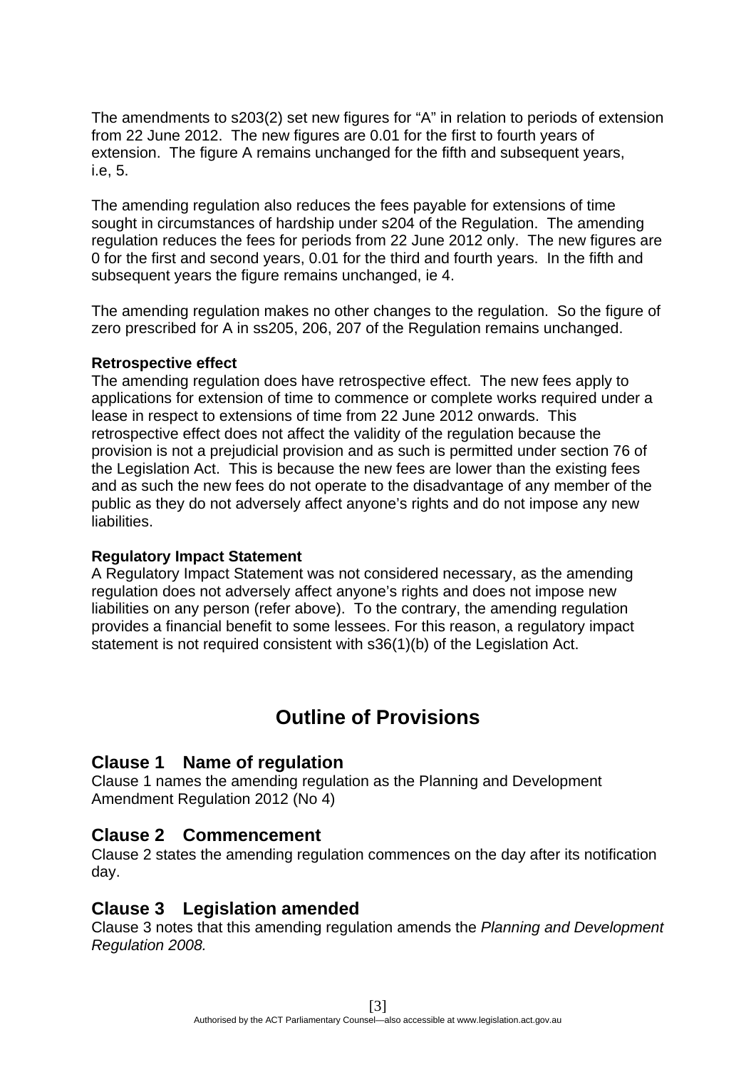The amendments to s203(2) set new figures for "A" in relation to periods of extension from 22 June 2012. The new figures are 0.01 for the first to fourth years of extension. The figure A remains unchanged for the fifth and subsequent years, i.e, 5.

The amending regulation also reduces the fees payable for extensions of time sought in circumstances of hardship under s204 of the Regulation. The amending regulation reduces the fees for periods from 22 June 2012 only. The new figures are 0 for the first and second years, 0.01 for the third and fourth years. In the fifth and subsequent years the figure remains unchanged, ie 4.

The amending regulation makes no other changes to the regulation. So the figure of zero prescribed for A in ss205, 206, 207 of the Regulation remains unchanged.

**Retrospective effect**

The amending regulation does have retrospective effect. The new fees apply to applications for extension of time to commence or complete works required under a lease in respect to extensions of time from 22 June 2012 onwards. This retrospective effect does not affect the validity of the regulation because the provision is not a prejudicial provision and as such is permitted under section 76 of the Legislation Act. This is because the new fees are lower than the existing fees and as such the new fees do not operate to the disadvantage of any member of the public as they do not adversely affect anyone's rights and do not impose any new liabilities.

**Regulatory Impact Statement**

A Regulatory Impact Statement was not considered necessary, as the amending regulation does not adversely affect anyone's rights and does not impose new liabilities on any person (refer above). To the contrary, the amending regulation provides a financial benefit to some lessees. For this reason, a regulatory impact statement is not required consistent with s36(1)(b) of the Legislation Act.

# Outline of Provisions

## Clause 1 Name of regulation

Clause 1 names the amending regulation as the Planning and Development Amendment Regulation 2012 (No 4)

## Clause 2 Commencement

Clause 2 states the amending regulation commences on the day after its notification day.

## Clause 3 Legislation amended

Clause 3 notes that this amending regulation amends the *Planning and Development Regulation 2008.*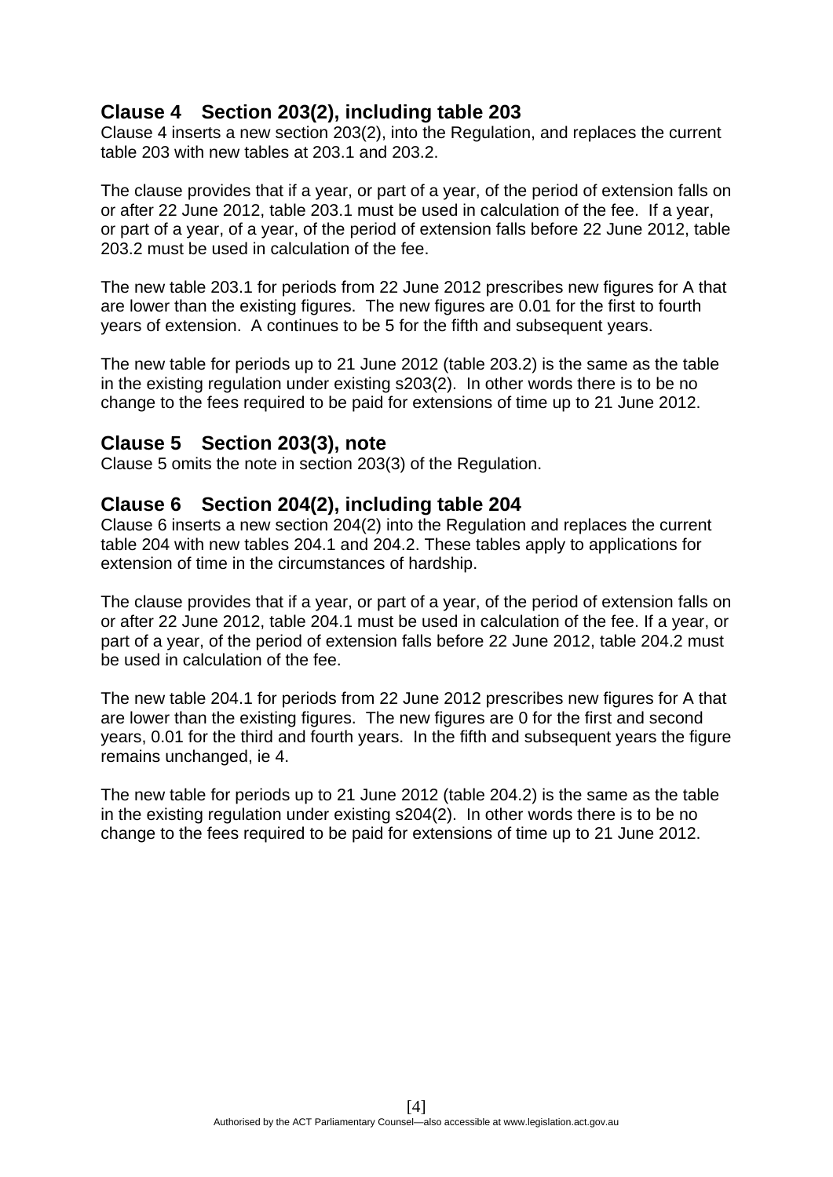## Clause 4 Section 203(2), including table 203

Clause 4 inserts a new section 203(2), into the Regulation, and replaces the current table 203 with new tables at 203.1 and 203.2.

The clause provides that if a year, or part of a year, of the period of extension falls on or after 22 June 2012, table 203.1 must be used in calculation of the fee. If a year, or part of a year, of a year, of the period of extension falls before 22 June 2012, table 203.2 must be used in calculation of the fee.

The new table 203.1 for periods from 22 June 2012 prescribes new figures for A that are lower than the existing figures. The new figures are 0.01 for the first to fourth years of extension. A continues to be 5 for the fifth and subsequent years.

The new table for periods up to 21 June 2012 (table 203.2) is the same as the table in the existing regulation under existing s203(2). In other words there is to be no change to the fees required to be paid for extensions of time up to 21 June 2012.

## Clause 5 Section 203(3), note

Clause 5 omits the note in section 203(3) of the Regulation.

## Clause 6 Section 204(2), including table 204

Clause 6 inserts a new section 204(2) into the Regulation and replaces the current table 204 with new tables 204.1 and 204.2. These tables apply to applications for extension of time in the circumstances of hardship.

The clause provides that if a year, or part of a year, of the period of extension falls on or after 22 June 2012, table 204.1 must be used in calculation of the fee. If a year, or part of a year, of the period of extension falls before 22 June 2012, table 204.2 must be used in calculation of the fee.

The new table 204.1 for periods from 22 June 2012 prescribes new figures for A that are lower than the existing figures. The new figures are 0 for the first and second years, 0.01 for the third and fourth years. In the fifth and subsequent years the figure remains unchanged, ie 4.

The new table for periods up to 21 June 2012 (table 204.2) is the same as the table in the existing regulation under existing s204(2). In other words there is to be no change to the fees required to be paid for extensions of time up to 21 June 2012.